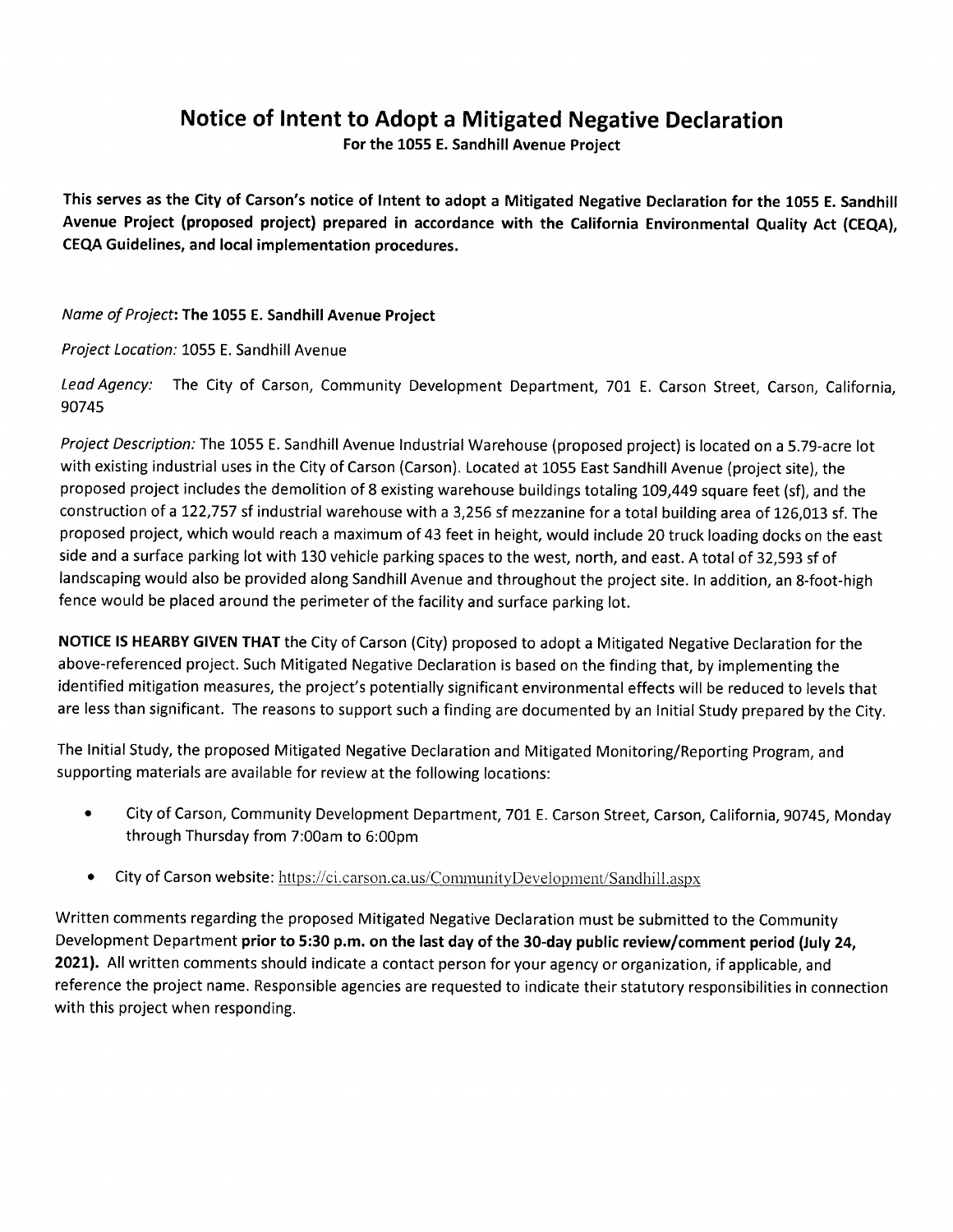# Notice of Intent to Adopt a Mitigated Negative Declaration

**For the 1055 E. Sandhill Avenue Project**

**This serves as the City of Carson's notice of Intent to adopt a Mitigated Negative Declaration for the 1055 E. Sandhill Avenue Project (proposed project) prepared in accordance with the California Environmental Quality Act (CEQA), CEQA Guidelines, and local implementation procedures.**

*Name of Project*: **The 1055 E. Sandhill Avenue Project**

*Project Location:* 1055 E. Sandhill Avenue

*Lead Agency:* The City of Carson, Community Development Department, 701 E. Carson Street, Carson, California, 90745

*Project Description:* The 1055 E. Sandhill Avenue Industrial Warehouse (proposed project) is located on a 5.79-acre lot with existing industrial uses in the City of Carson (Carson). Located at 1055 East Sandhill Avenue (project site), the proposed project includes the demolition of 8 existing warehouse buildings totaling 109,449 square feet (sf), and the construction of a 122,757 sf industrial warehouse with a 3,256 sf mezzanine for a total building area of 126,013 sf. The proposed project, which would reach a maximum of 43 feet in height, would include 20 truck loading docks on the east side and a surface parking lot with 130 vehicle parking spaces to the west, north, and east. A total of 32,593 sf of landscaping would also be provided along Sandhill Avenue and throughout the project site. In addition, an 8-foot-high fence would be placed around the perimeter of the facility and surface parking lot.

**NOTICE IS HEARBY GIVEN THAT** the City of Carson (City) proposed to adopt a Mitigated Negative Declaration for the above-referenced project. Such Mitigated Negative Declaration is based on the finding that, by implementing the identified mitigation measures, the project's potentially significant environmental effects will be reduced to levels that are less than significant. The reasons to support such a finding are documented by an Initial Study prepared by the City.

The Initial Study, the proposed Mitigated Negative Declaration and Mitigated Monitoring/Reporting Program, and supporting materials are available for review at the following locations:

- City of Carson, Community Development Department, 701 E. Carson Street, Carson, California, 90745, Monday through Thursday from 7:00am to 6:00pm
- City of Carson website: https://ci.carson.ca.us/CommunityDevelopment/Sandhill.aspx

Written comments regarding the proposed Mitigated Negative Declaration must be submitted to the Community Development Department **prior to 5:30 p.m. on the last day of the 30-day public review/comment period (July 24, 2021).** All written comments should indicate a contact person for your agency or organization, if applicable, and reference the project name. Responsible agencies are requested to indicate their statutory responsibilities in connection with this project when responding.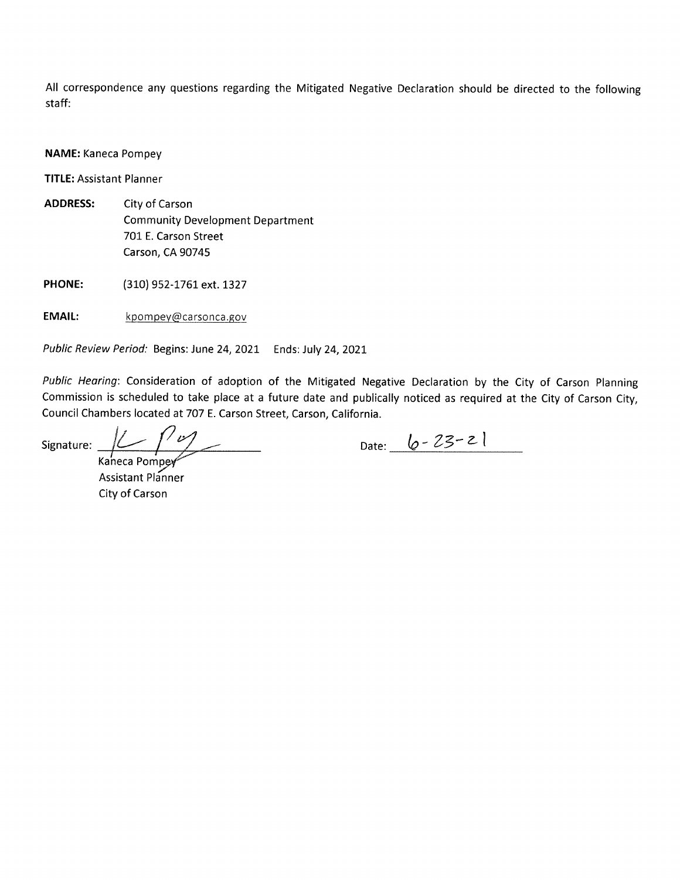All correspondence any questions regarding the Mitigated Negative Declaration should be directed to the following staff:

**NAME:** Kaneca Pompey

**TITLE:** Assistant Planner

**ADDRESS:** City of Carson
Community Development Department
701 E. Carson Street
Carson, CA 90745

**PHONE:** (310) 952-1761 ext. 1327

**EMAIL:** kpompey@carsonca.gov

*Public Review Period:* Begins: June 24, 2021 Ends: July 24, 2021

*Public Hearing*: Consideration of adoption of the Mitigated Negative Declaration by the City of Carson Planning Commission is scheduled to take place at a future date and publically noticed as required at the City of Carson City, Council Chambers located at 707 E. Carson Street, Carson, California.

Signature: ______________________ Date: 6-23-21

Kaneca Pompey
Assistant Planner
City of Carson